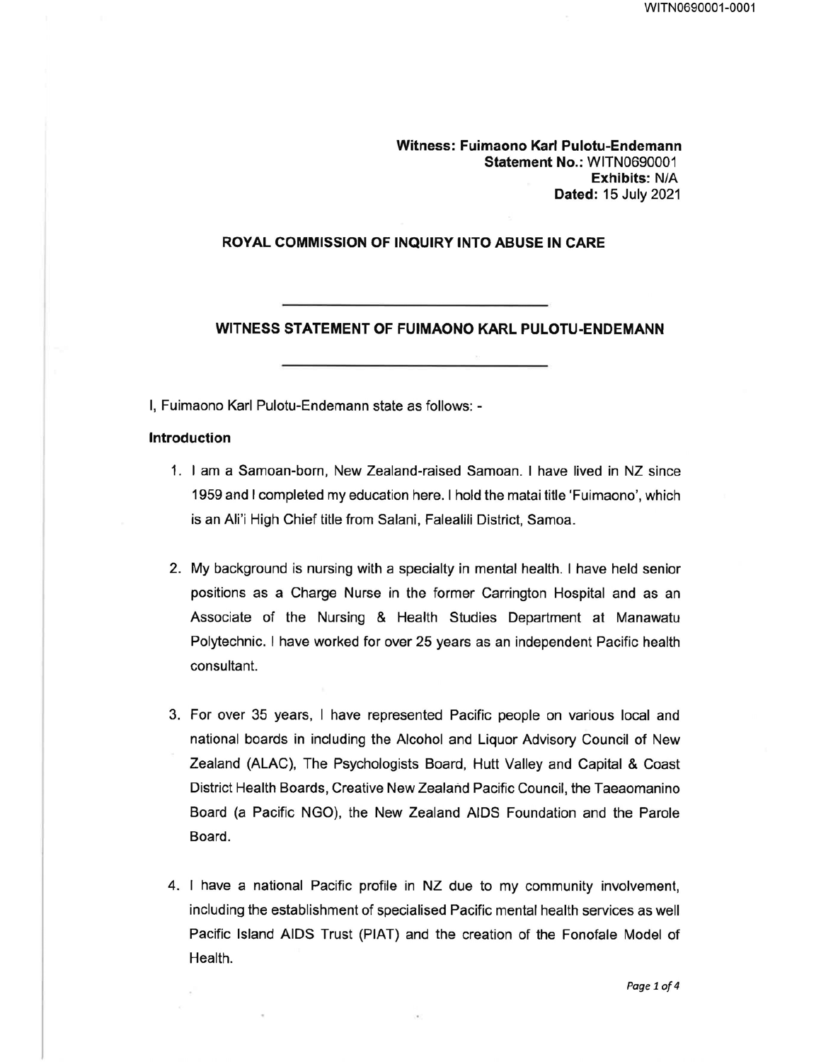**Witness: Fuimaono Karl Pulotu-Endemann**
**Statement No.:** WITN0690001
**Exhibits:** N/A
**Dated:** 15 July 2021

## ROYAL COMMISSION OF INQUIRY INTO ABUSE IN CARE

---

## WITNESS STATEMENT OF FUIMAONO KARL PULOTU-ENDEMANN

---

I, Fuimaono Karl Pulotu-Endemann state as follows: -

### Introduction

1. I am a Samoan-born, New Zealand-raised Samoan. I have lived in NZ since 1959 and I completed my education here. I hold the matai title 'Fuimaono', which is an Ali'i High Chief title from Salani, Falealili District, Samoa.

2. My background is nursing with a specialty in mental health. I have held senior positions as a Charge Nurse in the former Carrington Hospital and as an Associate of the Nursing & Health Studies Department at Manawatu Polytechnic. I have worked for over 25 years as an independent Pacific health consultant.

3. For over 35 years, I have represented Pacific people on various local and national boards in including the Alcohol and Liquor Advisory Council of New Zealand (ALAC), The Psychologists Board, Hutt Valley and Capital & Coast District Health Boards, Creative New Zealand Pacific Council, the Taeaomanino Board (a Pacific NGO), the New Zealand AIDS Foundation and the Parole Board.

4. I have a national Pacific profile in NZ due to my community involvement, including the establishment of specialised Pacific mental health services as well Pacific Island AIDS Trust (PIAT) and the creation of the Fonofale Model of Health.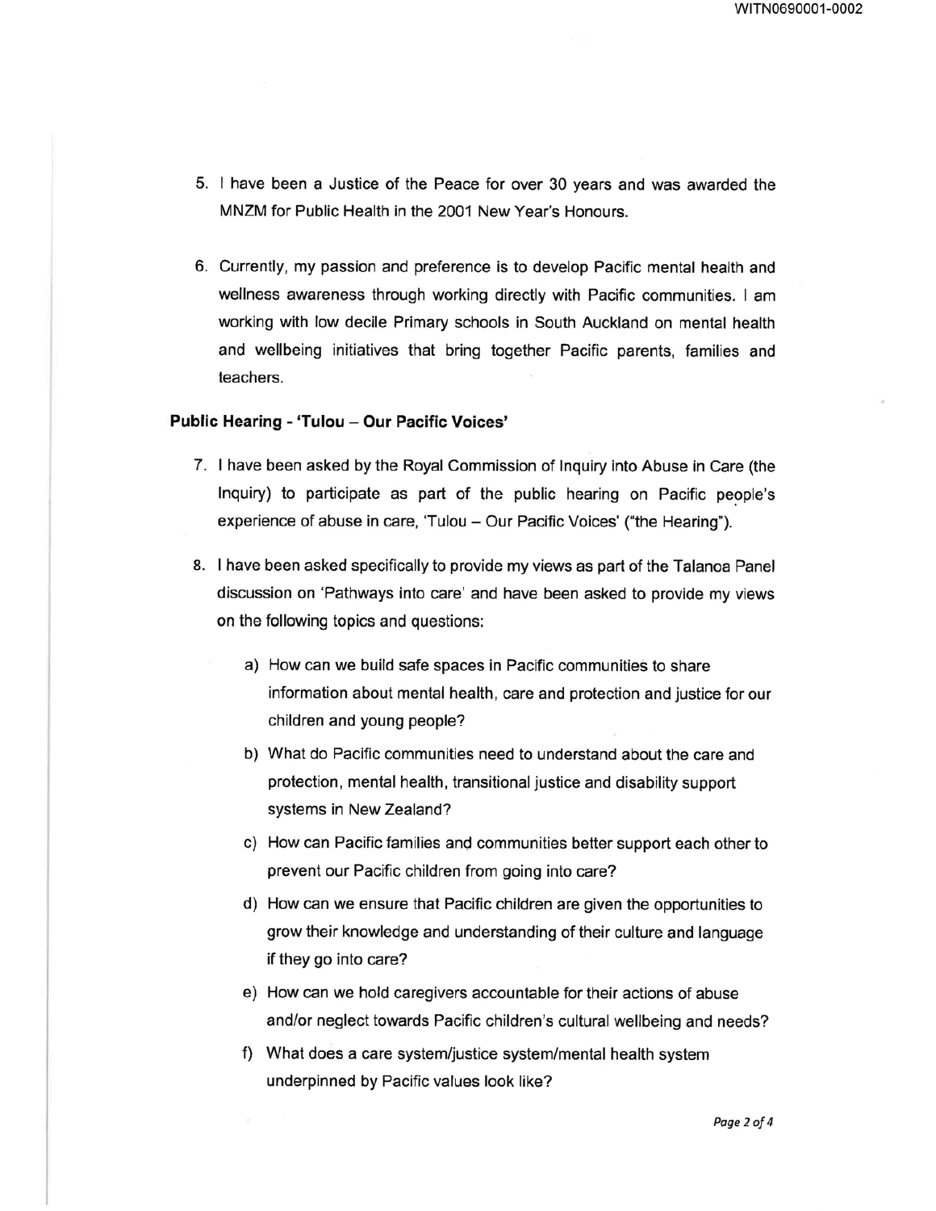5. I have been a Justice of the Peace for over 30 years and was awarded the MNZM for Public Health in the 2001 New Year's Honours.

6. Currently, my passion and preference is to develop Pacific mental health and wellness awareness through working directly with Pacific communities. I am working with low decile Primary schools in South Auckland on mental health and wellbeing initiatives that bring together Pacific parents, families and teachers.

**Public Hearing - 'Tulou – Our Pacific Voices'**

7. I have been asked by the Royal Commission of Inquiry into Abuse in Care (the Inquiry) to participate as part of the public hearing on Pacific people's experience of abuse in care, 'Tulou – Our Pacific Voices' ("the Hearing").

8. I have been asked specifically to provide my views as part of the Talanoa Panel discussion on 'Pathways into care' and have been asked to provide my views on the following topics and questions:

   a) How can we build safe spaces in Pacific communities to share information about mental health, care and protection and justice for our children and young people?

   b) What do Pacific communities need to understand about the care and protection, mental health, transitional justice and disability support systems in New Zealand?

   c) How can Pacific families and communities better support each other to prevent our Pacific children from going into care?

   d) How can we ensure that Pacific children are given the opportunities to grow their knowledge and understanding of their culture and language if they go into care?

   e) How can we hold caregivers accountable for their actions of abuse and/or neglect towards Pacific children's cultural wellbeing and needs?

   f) What does a care system/justice system/mental health system underpinned by Pacific values look like?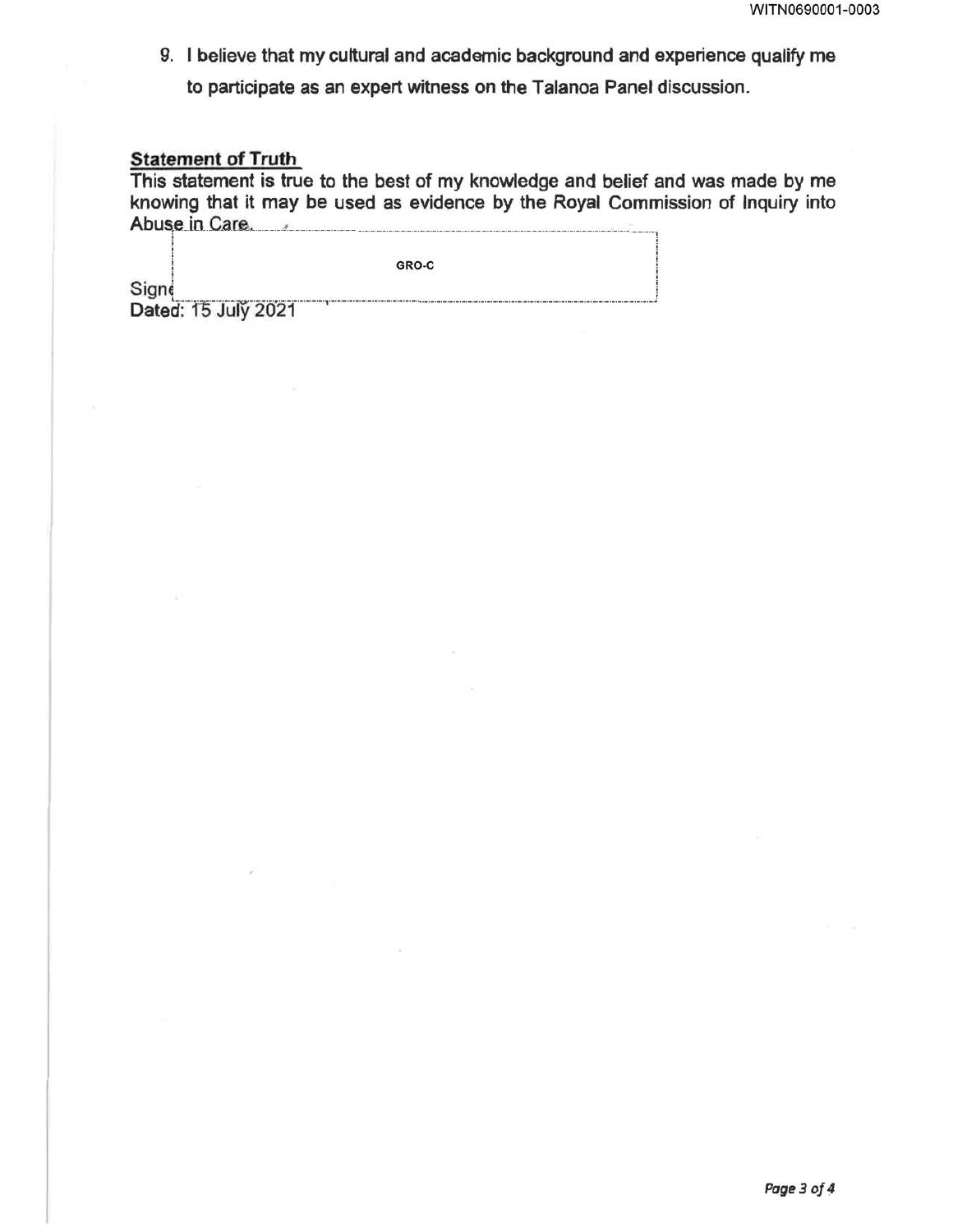9. I believe that my cultural and academic background and experience qualify me to participate as an expert witness on the Talanoa Panel discussion.

**Statement of Truth**

This statement is true to the best of my knowledge and belief and was made by me knowing that it may be used as evidence by the Royal Commission of Inquiry into Abuse in Care.

GRO-C

Signed:

Dated: 15 July 2021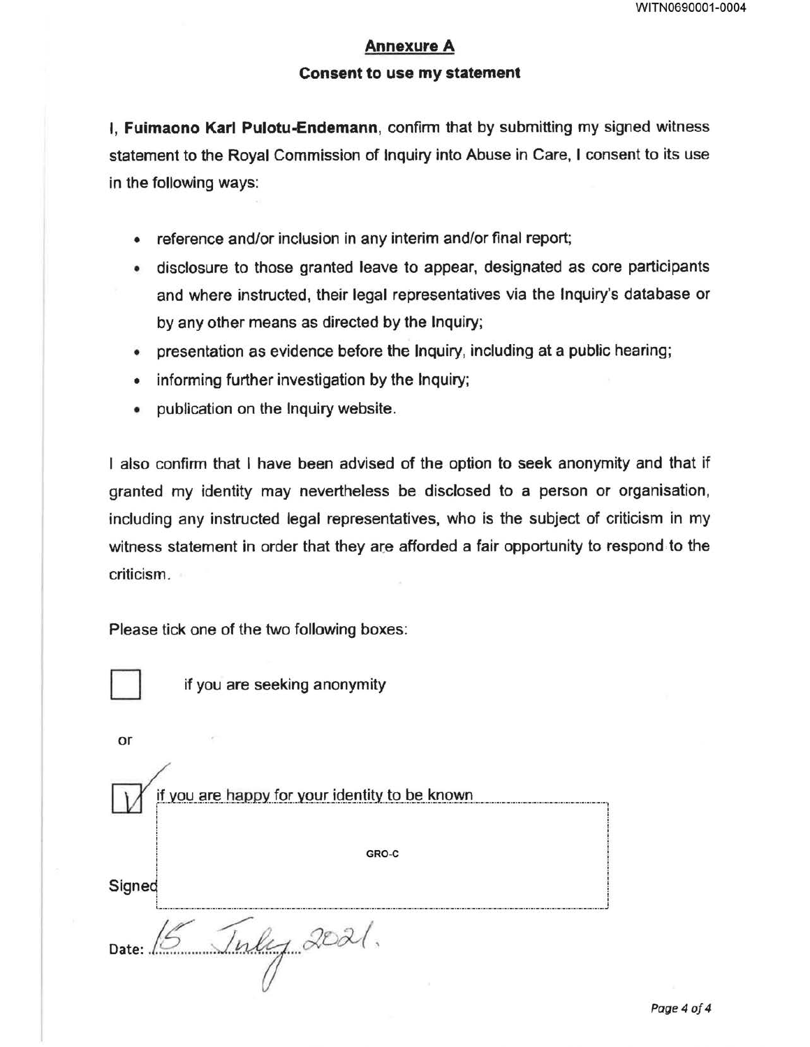## Annexure A

### Consent to use my statement

I, **Fuimaono Karl Pulotu-Endemann**, confirm that by submitting my signed witness statement to the Royal Commission of Inquiry into Abuse in Care, I consent to its use in the following ways:

- reference and/or inclusion in any interim and/or final report;
- disclosure to those granted leave to appear, designated as core participants and where instructed, their legal representatives via the Inquiry's database or by any other means as directed by the Inquiry;
- presentation as evidence before the Inquiry, including at a public hearing;
- informing further investigation by the Inquiry;
- publication on the Inquiry website.

I also confirm that I have been advised of the option to seek anonymity and that if granted my identity may nevertheless be disclosed to a person or organisation, including any instructed legal representatives, who is the subject of criticism in my witness statement in order that they are afforded a fair opportunity to respond to the criticism.

Please tick one of the two following boxes:

☐ if you are seeking anonymity

or

☑ if you are happy for your identity to be known

GRO-C

Signed

Date: 15 July 2021.